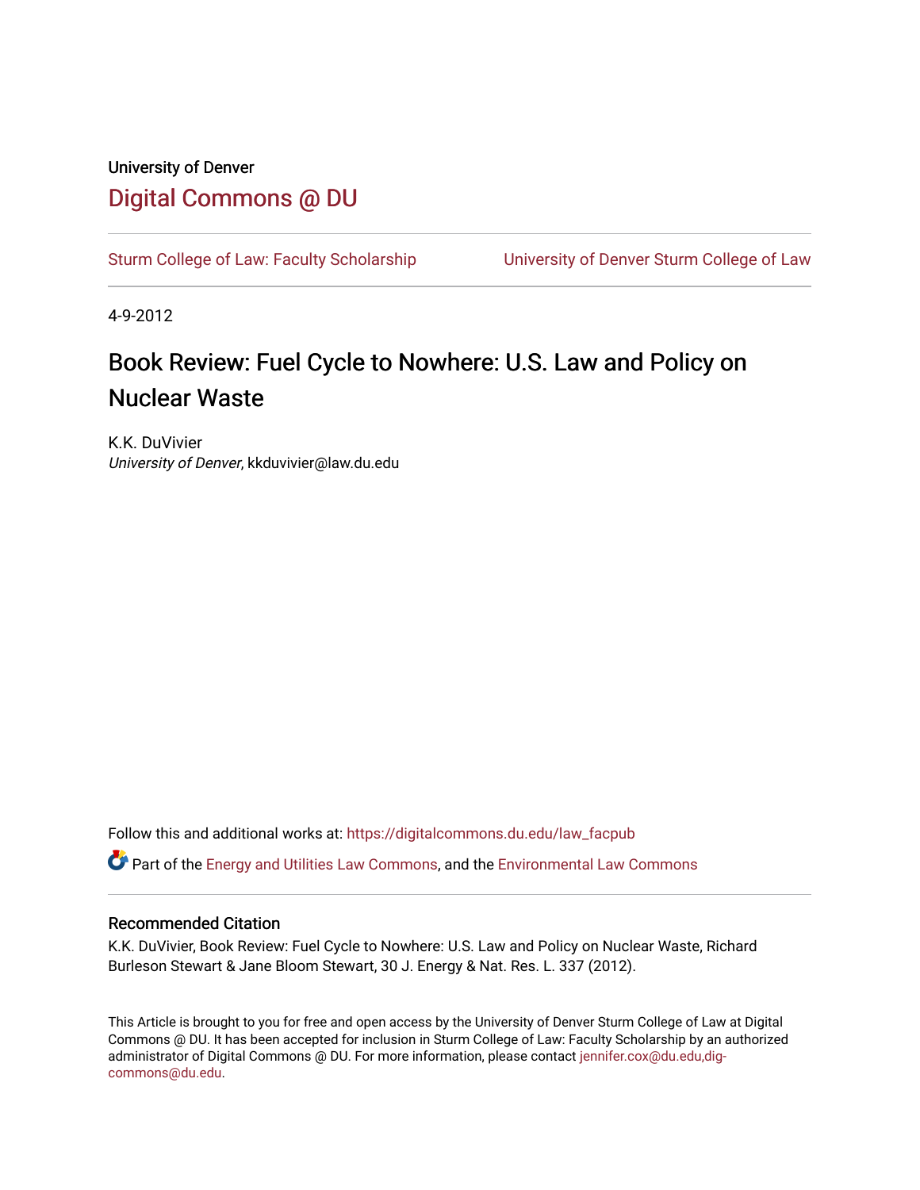University of Denver

# Digital Commons @ DU

Sturm College of Law: Faculty Scholarship | University of Denver Sturm College of Law

4-9-2012

## Book Review: Fuel Cycle to Nowhere: U.S. Law and Policy on Nuclear Waste

K.K. DuVivier
*University of Denver*, kkduvivier@law.du.edu

Follow this and additional works at: https://digitalcommons.du.edu/law_facpub

Part of the Energy and Utilities Law Commons, and the Environmental Law Commons

### Recommended Citation

K.K. DuVivier, Book Review: Fuel Cycle to Nowhere: U.S. Law and Policy on Nuclear Waste, Richard Burleson Stewart & Jane Bloom Stewart, 30 J. Energy & Nat. Res. L. 337 (2012).

This Article is brought to you for free and open access by the University of Denver Sturm College of Law at Digital Commons @ DU. It has been accepted for inclusion in Sturm College of Law: Faculty Scholarship by an authorized administrator of Digital Commons @ DU. For more information, please contact jennifer.cox@du.edu,dig-commons@du.edu.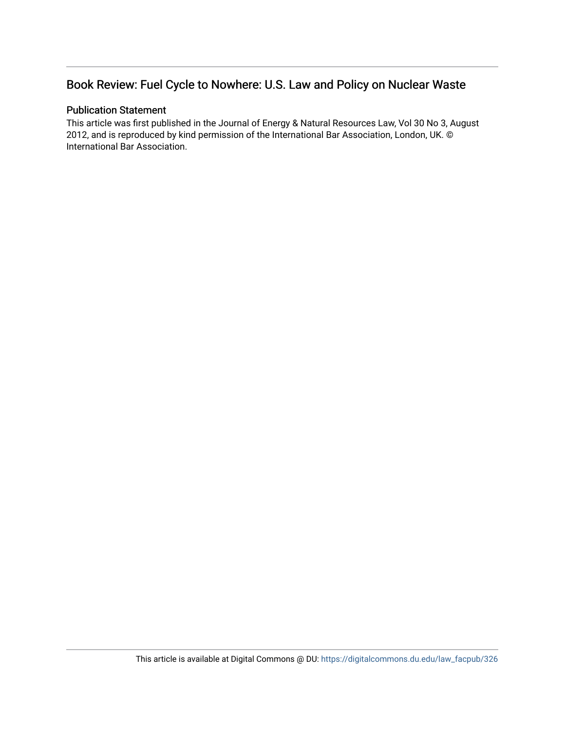# Book Review: Fuel Cycle to Nowhere: U.S. Law and Policy on Nuclear Waste

## Publication Statement

This article was first published in the Journal of Energy & Natural Resources Law, Vol 30 No 3, August 2012, and is reproduced by kind permission of the International Bar Association, London, UK. © International Bar Association.

This article is available at Digital Commons @ DU: https://digitalcommons.du.edu/law_facpub/326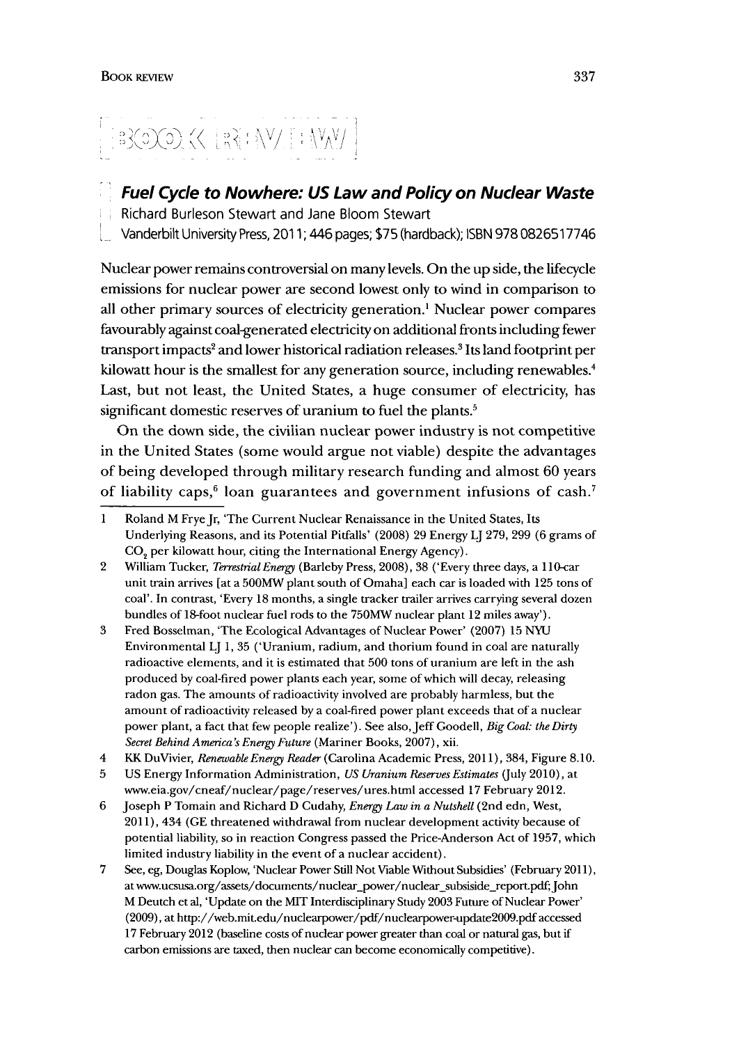# BOOK REVIEW

## *Fuel Cycle to Nowhere: US Law and Policy on Nuclear Waste*

Richard Burleson Stewart and Jane Bloom Stewart

Vanderbilt University Press, 2011; 446 pages; $75 (hardback); ISBN 978 0826517746

Nuclear power remains controversial on many levels. On the up side, the lifecycle emissions for nuclear power are second lowest only to wind in comparison to all other primary sources of electricity generation.[1] Nuclear power compares favourably against coal-generated electricity on additional fronts including fewer transport impacts[2] and lower historical radiation releases.[3] Its land footprint per kilowatt hour is the smallest for any generation source, including renewables.[4] Last, but not least, the United States, a huge consumer of electricity, has significant domestic reserves of uranium to fuel the plants.[5]

On the down side, the civilian nuclear power industry is not competitive in the United States (some would argue not viable) despite the advantages of being developed through military research funding and almost 60 years of liability caps,[6] loan guarantees and government infusions of cash.[7]

---

1 Roland M Frye Jr, 'The Current Nuclear Renaissance in the United States, Its Underlying Reasons, and its Potential Pitfalls' (2008) 29 Energy LJ 279, 299 (6 grams of $CO_2$ per kilowatt hour, citing the International Energy Agency).

2 William Tucker, *Terrestrial Energy* (Barleby Press, 2008), 38 ('Every three days, a 110-car unit train arrives [at a 500MW plant south of Omaha] each car is loaded with 125 tons of coal'. In contrast, 'Every 18 months, a single tracker trailer arrives carrying several dozen bundles of 18-foot nuclear fuel rods to the 750MW nuclear plant 12 miles away').

3 Fred Bosselman, 'The Ecological Advantages of Nuclear Power' (2007) 15 NYU Environmental LJ 1, 35 ('Uranium, radium, and thorium found in coal are naturally radioactive elements, and it is estimated that 500 tons of uranium are left in the ash produced by coal-fired power plants each year, some of which will decay, releasing radon gas. The amounts of radioactivity involved are probably harmless, but the amount of radioactivity released by a coal-fired power plant exceeds that of a nuclear power plant, a fact that few people realize'). See also, Jeff Goodell, *Big Coal: the Dirty Secret Behind America's Energy Future* (Mariner Books, 2007), xii.

4 KK DuVivier, *Renewable Energy Reader* (Carolina Academic Press, 2011), 384, Figure 8.10.

5 US Energy Information Administration, *US Uranium Reserves Estimates* (July 2010), at www.eia.gov/cneaf/nuclear/page/reserves/ures.html accessed 17 February 2012.

6 Joseph P Tomain and Richard D Cudahy, *Energy Law in a Nutshell* (2nd edn, West, 2011), 434 (GE threatened withdrawal from nuclear development activity because of potential liability, so in reaction Congress passed the Price-Anderson Act of 1957, which limited industry liability in the event of a nuclear accident).

7 See, eg, Douglas Koplow, 'Nuclear Power Still Not Viable Without Subsidies' (February 2011), at www.ucsusa.org/assets/documents/nuclear_power/nuclear_subsiside_report.pdf; John M Deutch et al, 'Update on the MIT Interdisciplinary Study 2003 Future of Nuclear Power' (2009), at http://web.mit.edu/nuclearpower/pdf/nuclearpower-update2009.pdf accessed 17 February 2012 (baseline costs of nuclear power greater than coal or natural gas, but if carbon emissions are taxed, then nuclear can become economically competitive).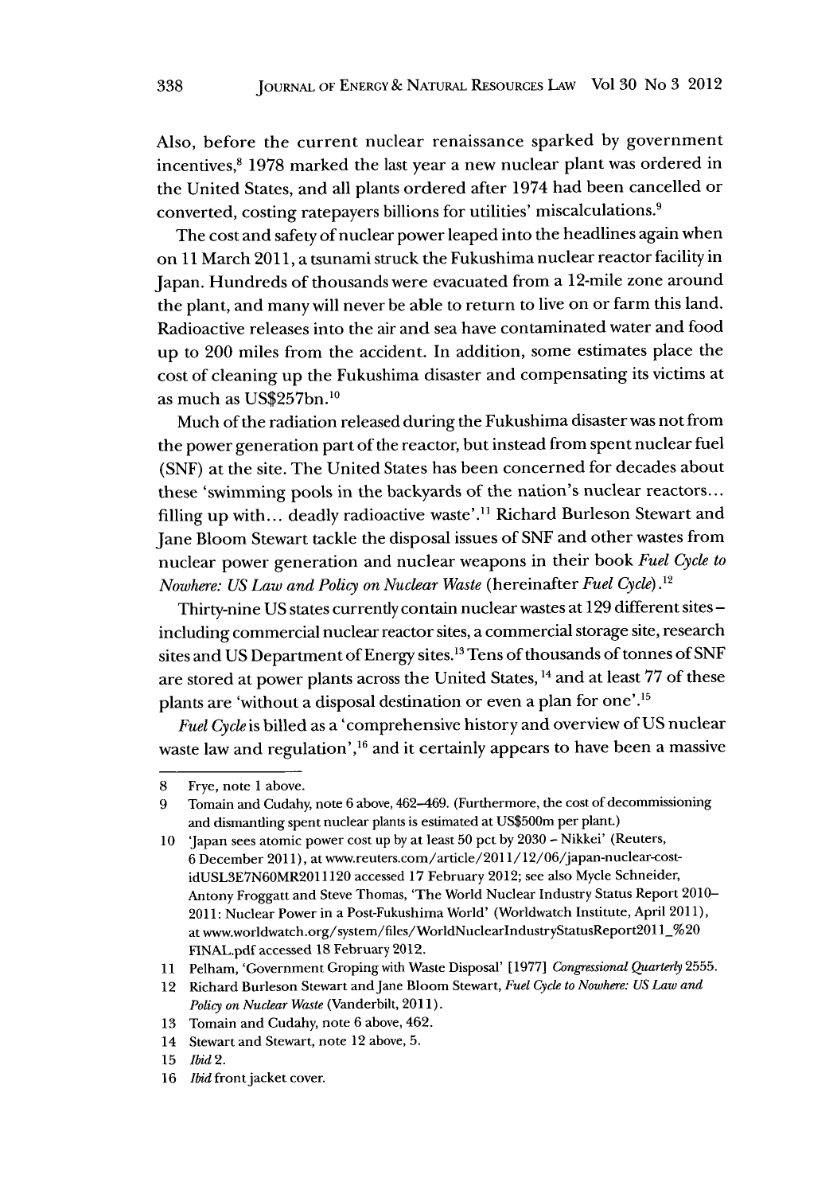Also, before the current nuclear renaissance sparked by government incentives,[8] 1978 marked the last year a new nuclear plant was ordered in the United States, and all plants ordered after 1974 had been cancelled or converted, costing ratepayers billions for utilities' miscalculations.[9]

The cost and safety of nuclear power leaped into the headlines again when on 11 March 2011, a tsunami struck the Fukushima nuclear reactor facility in Japan. Hundreds of thousands were evacuated from a 12-mile zone around the plant, and many will never be able to return to live on or farm this land. Radioactive releases into the air and sea have contaminated water and food up to 200 miles from the accident. In addition, some estimates place the cost of cleaning up the Fukushima disaster and compensating its victims at as much as US$257bn.[10]

Much of the radiation released during the Fukushima disaster was not from the power generation part of the reactor, but instead from spent nuclear fuel (SNF) at the site. The United States has been concerned for decades about these 'swimming pools in the backyards of the nation's nuclear reactors... filling up with... deadly radioactive waste'.[11] Richard Burleson Stewart and Jane Bloom Stewart tackle the disposal issues of SNF and other wastes from nuclear power generation and nuclear weapons in their book *Fuel Cycle to Nowhere: US Law and Policy on Nuclear Waste* (hereinafter *Fuel Cycle*).[12]

Thirty-nine US states currently contain nuclear wastes at 129 different sites – including commercial nuclear reactor sites, a commercial storage site, research sites and US Department of Energy sites.[13] Tens of thousands of tonnes of SNF are stored at power plants across the United States,[14] and at least 77 of these plants are 'without a disposal destination or even a plan for one'.[15]

*Fuel Cycle* is billed as a 'comprehensive history and overview of US nuclear waste law and regulation',[16] and it certainly appears to have been a massive

---

8 Frye, note 1 above.

9 Tomain and Cudahy, note 6 above, 462–469. (Furthermore, the cost of decommissioning and dismantling spent nuclear plants is estimated at US$500m per plant.)

10 'Japan sees atomic power cost up by at least 50 pct by 2030 – Nikkei' (Reuters, 6 December 2011), at www.reuters.com/article/2011/12/06/japan-nuclear-cost-idUSL3E7N60MR20111120 accessed 17 February 2012; see also Mycle Schneider, Antony Froggatt and Steve Thomas, 'The World Nuclear Industry Status Report 2010–2011: Nuclear Power in a Post-Fukushima World' (Worldwatch Institute, April 2011), at www.worldwatch.org/system/files/WorldNuclearIndustryStatusReport2011_%20FINAL.pdf accessed 18 February 2012.

11 Pelham, 'Government Groping with Waste Disposal' [1977] *Congressional Quarterly* 2555.

12 Richard Burleson Stewart and Jane Bloom Stewart, *Fuel Cycle to Nowhere: US Law and Policy on Nuclear Waste* (Vanderbilt, 2011).

13 Tomain and Cudahy, note 6 above, 462.

14 Stewart and Stewart, note 12 above, 5.

15 *Ibid* 2.

16 *Ibid* front jacket cover.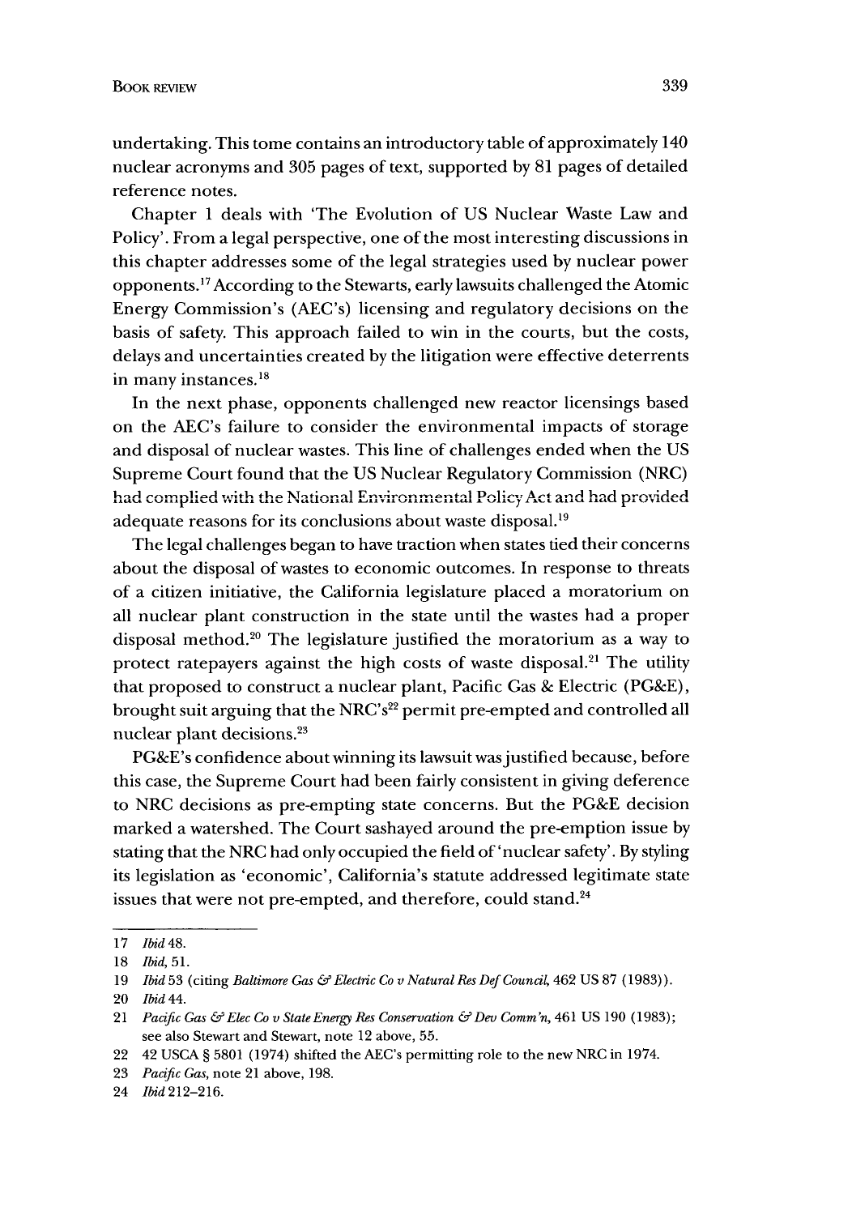undertaking. This tome contains an introductory table of approximately 140 nuclear acronyms and 305 pages of text, supported by 81 pages of detailed reference notes.

Chapter 1 deals with 'The Evolution of US Nuclear Waste Law and Policy'. From a legal perspective, one of the most interesting discussions in this chapter addresses some of the legal strategies used by nuclear power opponents.[17] According to the Stewarts, early lawsuits challenged the Atomic Energy Commission's (AEC's) licensing and regulatory decisions on the basis of safety. This approach failed to win in the courts, but the costs, delays and uncertainties created by the litigation were effective deterrents in many instances.[18]

In the next phase, opponents challenged new reactor licensings based on the AEC's failure to consider the environmental impacts of storage and disposal of nuclear wastes. This line of challenges ended when the US Supreme Court found that the US Nuclear Regulatory Commission (NRC) had complied with the National Environmental Policy Act and had provided adequate reasons for its conclusions about waste disposal.[19]

The legal challenges began to have traction when states tied their concerns about the disposal of wastes to economic outcomes. In response to threats of a citizen initiative, the California legislature placed a moratorium on all nuclear plant construction in the state until the wastes had a proper disposal method.[20] The legislature justified the moratorium as a way to protect ratepayers against the high costs of waste disposal.[21] The utility that proposed to construct a nuclear plant, Pacific Gas & Electric (PG&E), brought suit arguing that the NRC's[22] permit pre-empted and controlled all nuclear plant decisions.[23]

PG&E's confidence about winning its lawsuit was justified because, before this case, the Supreme Court had been fairly consistent in giving deference to NRC decisions as pre-empting state concerns. But the PG&E decision marked a watershed. The Court sashayed around the pre-emption issue by stating that the NRC had only occupied the field of 'nuclear safety'. By styling its legislation as 'economic', California's statute addressed legitimate state issues that were not pre-empted, and therefore, could stand.[24]

---

17 *Ibid* 48.

18 *Ibid*, 51.

19 *Ibid* 53 (citing *Baltimore Gas & Electric Co v Natural Res Def Council*, 462 US 87 (1983)).

20 *Ibid* 44.

21 *Pacific Gas & Elec Co v State Energy Res Conservation & Dev Comm'n*, 461 US 190 (1983); see also Stewart and Stewart, note 12 above, 55.

22 42 USCA § 5801 (1974) shifted the AEC's permitting role to the new NRC in 1974.

23 *Pacific Gas*, note 21 above, 198.

24 *Ibid* 212–216.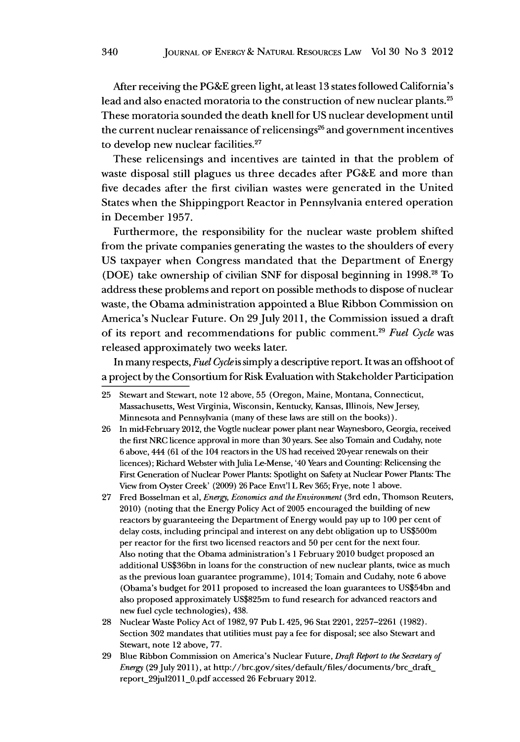After receiving the PG&E green light, at least 13 states followed California's lead and also enacted moratoria to the construction of new nuclear plants.[25] These moratoria sounded the death knell for US nuclear development until the current nuclear renaissance of relicensings[26] and government incentives to develop new nuclear facilities.[27]

These relicensings and incentives are tainted in that the problem of waste disposal still plagues us three decades after PG&E and more than five decades after the first civilian wastes were generated in the United States when the Shippingport Reactor in Pennsylvania entered operation in December 1957.

Furthermore, the responsibility for the nuclear waste problem shifted from the private companies generating the wastes to the shoulders of every US taxpayer when Congress mandated that the Department of Energy (DOE) take ownership of civilian SNF for disposal beginning in 1998.[28] To address these problems and report on possible methods to dispose of nuclear waste, the Obama administration appointed a Blue Ribbon Commission on America's Nuclear Future. On 29 July 2011, the Commission issued a draft of its report and recommendations for public comment.[29] *Fuel Cycle* was released approximately two weeks later.

In many respects, *Fuel Cycle* is simply a descriptive report. It was an offshoot of a project by the Consortium for Risk Evaluation with Stakeholder Participation

---

25 Stewart and Stewart, note 12 above, 55 (Oregon, Maine, Montana, Connecticut, Massachusetts, West Virginia, Wisconsin, Kentucky, Kansas, Illinois, New Jersey, Minnesota and Pennsylvania (many of these laws are still on the books)).

26 In mid-February 2012, the Vogtle nuclear power plant near Waynesboro, Georgia, received the first NRC licence approval in more than 30 years. See also Tomain and Cudahy, note 6 above, 444 (61 of the 104 reactors in the US had received 20-year renewals on their licences); Richard Webster with Julia Le-Mense, '40 Years and Counting: Relicensing the First Generation of Nuclear Power Plants: Spotlight on Safety at Nuclear Power Plants: The View from Oyster Creek' (2009) 26 Pace Envt'l L Rev 365; Frye, note 1 above.

27 Fred Bosselman et al, *Energy, Economics and the Environment* (3rd edn, Thomson Reuters, 2010) (noting that the Energy Policy Act of 2005 encouraged the building of new reactors by guaranteeing the Department of Energy would pay up to 100 per cent of delay costs, including principal and interest on any debt obligation up to US$500m per reactor for the first two licensed reactors and 50 per cent for the next four. Also noting that the Obama administration's 1 February 2010 budget proposed an additional US$36bn in loans for the construction of new nuclear plants, twice as much as the previous loan guarantee programme), 1014; Tomain and Cudahy, note 6 above (Obama's budget for 2011 proposed to increased the loan guarantees to US$54bn and also proposed approximately US$825m to fund research for advanced reactors and new fuel cycle technologies), 438.

28 Nuclear Waste Policy Act of 1982, 97 Pub L 425, 96 Stat 2201, 2257–2261 (1982). Section 302 mandates that utilities must pay a fee for disposal; see also Stewart and Stewart, note 12 above, 77.

29 Blue Ribbon Commission on America's Nuclear Future, *Draft Report to the Secretary of Energy* (29 July 2011), at http://brc.gov/sites/default/files/documents/brc_draft_report_29jul2011_0.pdf accessed 26 February 2012.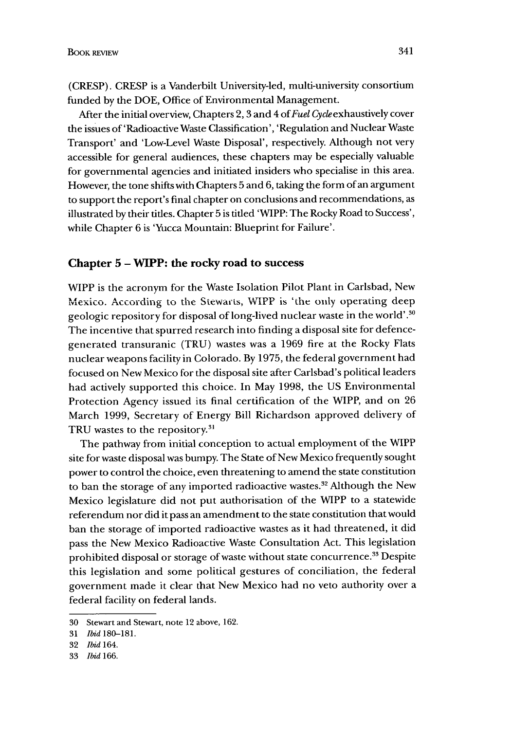(CRESP). CRESP is a Vanderbilt University-led, multi-university consortium funded by the DOE, Office of Environmental Management.

After the initial overview, Chapters 2, 3 and 4 of *Fuel Cycle* exhaustively cover the issues of 'Radioactive Waste Classification', 'Regulation and Nuclear Waste Transport' and 'Low-Level Waste Disposal', respectively. Although not very accessible for general audiences, these chapters may be especially valuable for governmental agencies and initiated insiders who specialise in this area. However, the tone shifts with Chapters 5 and 6, taking the form of an argument to support the report's final chapter on conclusions and recommendations, as illustrated by their titles. Chapter 5 is titled 'WIPP: The Rocky Road to Success', while Chapter 6 is 'Yucca Mountain: Blueprint for Failure'.

## Chapter 5 – WIPP: the rocky road to success

WIPP is the acronym for the Waste Isolation Pilot Plant in Carlsbad, New Mexico. According to the Stewarts, WIPP is 'the only operating deep geologic repository for disposal of long-lived nuclear waste in the world'.[30] The incentive that spurred research into finding a disposal site for defence-generated transuranic (TRU) wastes was a 1969 fire at the Rocky Flats nuclear weapons facility in Colorado. By 1975, the federal government had focused on New Mexico for the disposal site after Carlsbad's political leaders had actively supported this choice. In May 1998, the US Environmental Protection Agency issued its final certification of the WIPP, and on 26 March 1999, Secretary of Energy Bill Richardson approved delivery of TRU wastes to the repository.[31]

The pathway from initial conception to actual employment of the WIPP site for waste disposal was bumpy. The State of New Mexico frequently sought power to control the choice, even threatening to amend the state constitution to ban the storage of any imported radioactive wastes.[32] Although the New Mexico legislature did not put authorisation of the WIPP to a statewide referendum nor did it pass an amendment to the state constitution that would ban the storage of imported radioactive wastes as it had threatened, it did pass the New Mexico Radioactive Waste Consultation Act. This legislation prohibited disposal or storage of waste without state concurrence.[33] Despite this legislation and some political gestures of conciliation, the federal government made it clear that New Mexico had no veto authority over a federal facility on federal lands.

---

30 Stewart and Stewart, note 12 above, 162.

31 *Ibid* 180–181.

32 *Ibid* 164.

33 *Ibid* 166.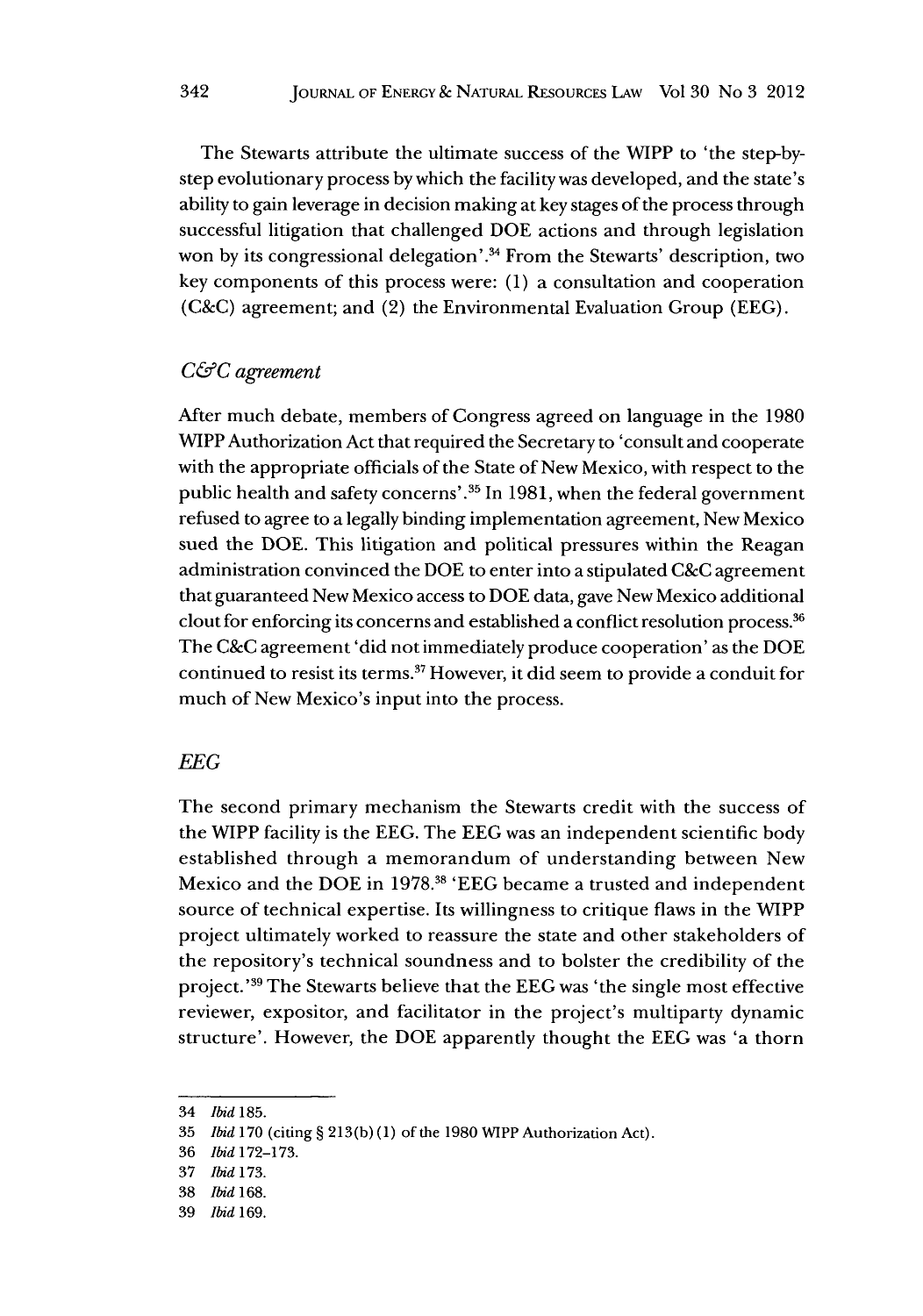The Stewarts attribute the ultimate success of the WIPP to 'the step-by-step evolutionary process by which the facility was developed, and the state's ability to gain leverage in decision making at key stages of the process through successful litigation that challenged DOE actions and through legislation won by its congressional delegation'.[34] From the Stewarts' description, two key components of this process were: (1) a consultation and cooperation (C&C) agreement; and (2) the Environmental Evaluation Group (EEG).

### *C&C agreement*

After much debate, members of Congress agreed on language in the 1980 WIPP Authorization Act that required the Secretary to 'consult and cooperate with the appropriate officials of the State of New Mexico, with respect to the public health and safety concerns'.[35] In 1981, when the federal government refused to agree to a legally binding implementation agreement, New Mexico sued the DOE. This litigation and political pressures within the Reagan administration convinced the DOE to enter into a stipulated C&C agreement that guaranteed New Mexico access to DOE data, gave New Mexico additional clout for enforcing its concerns and established a conflict resolution process.[36] The C&C agreement 'did not immediately produce cooperation' as the DOE continued to resist its terms.[37] However, it did seem to provide a conduit for much of New Mexico's input into the process.

### *EEG*

The second primary mechanism the Stewarts credit with the success of the WIPP facility is the EEG. The EEG was an independent scientific body established through a memorandum of understanding between New Mexico and the DOE in 1978.[38] 'EEG became a trusted and independent source of technical expertise. Its willingness to critique flaws in the WIPP project ultimately worked to reassure the state and other stakeholders of the repository's technical soundness and to bolster the credibility of the project.'[39] The Stewarts believe that the EEG was 'the single most effective reviewer, expositor, and facilitator in the project's multiparty dynamic structure'. However, the DOE apparently thought the EEG was 'a thorn

---

34 *Ibid* 185.

35 *Ibid* 170 (citing § 213(b)(1) of the 1980 WIPP Authorization Act).

36 *Ibid* 172–173.

37 *Ibid* 173.

38 *Ibid* 168.

39 *Ibid* 169.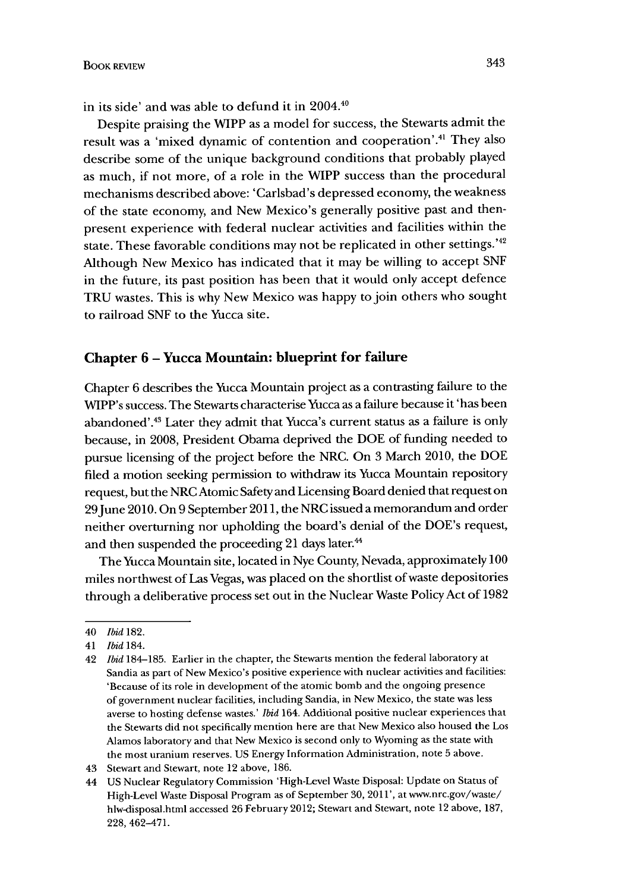in its side' and was able to defund it in 2004.[40]

Despite praising the WIPP as a model for success, the Stewarts admit the result was a 'mixed dynamic of contention and cooperation'.[41] They also describe some of the unique background conditions that probably played as much, if not more, of a role in the WIPP success than the procedural mechanisms described above: 'Carlsbad's depressed economy, the weakness of the state economy, and New Mexico's generally positive past and then-present experience with federal nuclear activities and facilities within the state. These favorable conditions may not be replicated in other settings.'[42] Although New Mexico has indicated that it may be willing to accept SNF in the future, its past position has been that it would only accept defence TRU wastes. This is why New Mexico was happy to join others who sought to railroad SNF to the Yucca site.

## Chapter 6 – Yucca Mountain: blueprint for failure

Chapter 6 describes the Yucca Mountain project as a contrasting failure to the WIPP's success. The Stewarts characterise Yucca as a failure because it 'has been abandoned'.[43] Later they admit that Yucca's current status as a failure is only because, in 2008, President Obama deprived the DOE of funding needed to pursue licensing of the project before the NRC. On 3 March 2010, the DOE filed a motion seeking permission to withdraw its Yucca Mountain repository request, but the NRC Atomic Safety and Licensing Board denied that request on 29 June 2010. On 9 September 2011, the NRC issued a memorandum and order neither overturning nor upholding the board's denial of the DOE's request, and then suspended the proceeding 21 days later.[44]

The Yucca Mountain site, located in Nye County, Nevada, approximately 100 miles northwest of Las Vegas, was placed on the shortlist of waste depositories through a deliberative process set out in the Nuclear Waste Policy Act of 1982

---

40 *Ibid* 182.

41 *Ibid* 184.

42 *Ibid* 184–185. Earlier in the chapter, the Stewarts mention the federal laboratory at Sandia as part of New Mexico's positive experience with nuclear activities and facilities: 'Because of its role in development of the atomic bomb and the ongoing presence of government nuclear facilities, including Sandia, in New Mexico, the state was less averse to hosting defense wastes.' *Ibid* 164. Additional positive nuclear experiences that the Stewarts did not specifically mention here are that New Mexico also housed the Los Alamos laboratory and that New Mexico is second only to Wyoming as the state with the most uranium reserves. US Energy Information Administration, note 5 above.

43 Stewart and Stewart, note 12 above, 186.

44 US Nuclear Regulatory Commission 'High-Level Waste Disposal: Update on Status of High-Level Waste Disposal Program as of September 30, 2011', at www.nrc.gov/waste/hlw-disposal.html accessed 26 February 2012; Stewart and Stewart, note 12 above, 187, 228, 462–471.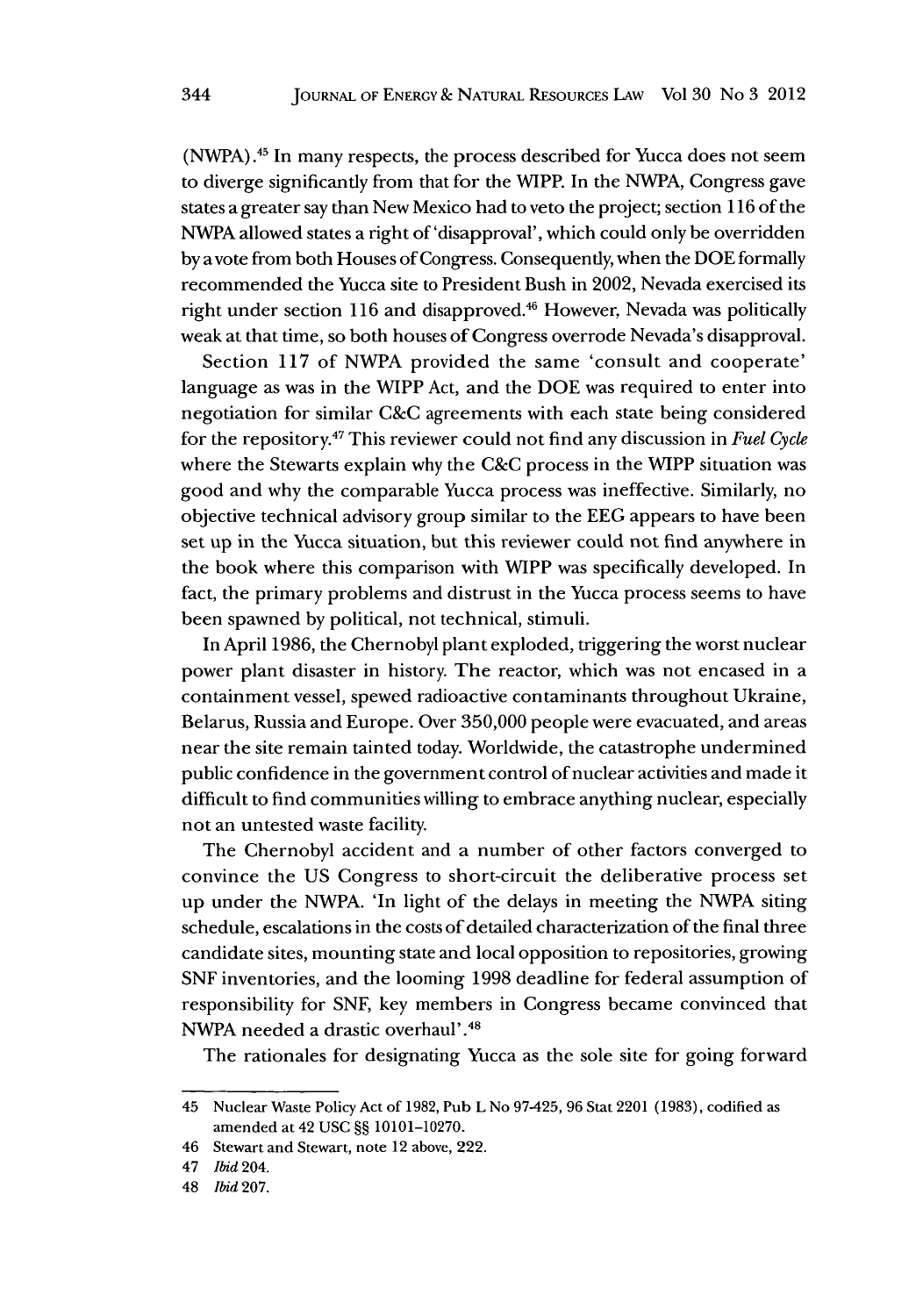(NWPA).[45] In many respects, the process described for Yucca does not seem to diverge significantly from that for the WIPP. In the NWPA, Congress gave states a greater say than New Mexico had to veto the project; section 116 of the NWPA allowed states a right of 'disapproval', which could only be overridden by a vote from both Houses of Congress. Consequently, when the DOE formally recommended the Yucca site to President Bush in 2002, Nevada exercised its right under section 116 and disapproved.[46] However, Nevada was politically weak at that time, so both houses of Congress overrode Nevada's disapproval.

Section 117 of NWPA provided the same 'consult and cooperate' language as was in the WIPP Act, and the DOE was required to enter into negotiation for similar C&C agreements with each state being considered for the repository.[47] This reviewer could not find any discussion in *Fuel Cycle* where the Stewarts explain why the C&C process in the WIPP situation was good and why the comparable Yucca process was ineffective. Similarly, no objective technical advisory group similar to the EEG appears to have been set up in the Yucca situation, but this reviewer could not find anywhere in the book where this comparison with WIPP was specifically developed. In fact, the primary problems and distrust in the Yucca process seems to have been spawned by political, not technical, stimuli.

In April 1986, the Chernobyl plant exploded, triggering the worst nuclear power plant disaster in history. The reactor, which was not encased in a containment vessel, spewed radioactive contaminants throughout Ukraine, Belarus, Russia and Europe. Over 350,000 people were evacuated, and areas near the site remain tainted today. Worldwide, the catastrophe undermined public confidence in the government control of nuclear activities and made it difficult to find communities willing to embrace anything nuclear, especially not an untested waste facility.

The Chernobyl accident and a number of other factors converged to convince the US Congress to short-circuit the deliberative process set up under the NWPA. 'In light of the delays in meeting the NWPA siting schedule, escalations in the costs of detailed characterization of the final three candidate sites, mounting state and local opposition to repositories, growing SNF inventories, and the looming 1998 deadline for federal assumption of responsibility for SNF, key members in Congress became convinced that NWPA needed a drastic overhaul'.[48]

The rationales for designating Yucca as the sole site for going forward

---

45 Nuclear Waste Policy Act of 1982, Pub L No 97-425, 96 Stat 2201 (1983), codified as amended at 42 USC §§ 10101–10270.

46 Stewart and Stewart, note 12 above, 222.

47 *Ibid* 204.

48 *Ibid* 207.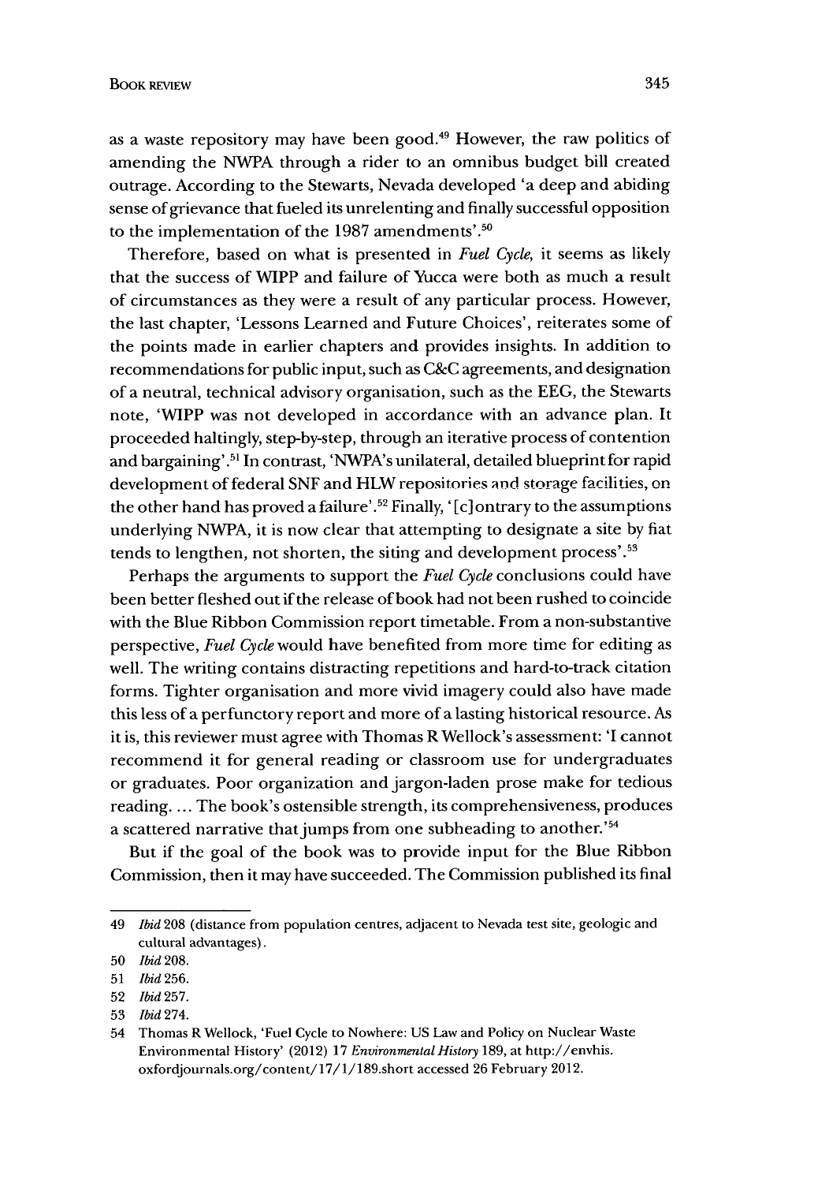as a waste repository may have been good.[49] However, the raw politics of amending the NWPA through a rider to an omnibus budget bill created outrage. According to the Stewarts, Nevada developed 'a deep and abiding sense of grievance that fueled its unrelenting and finally successful opposition to the implementation of the 1987 amendments'.[50]

Therefore, based on what is presented in *Fuel Cycle*, it seems as likely that the success of WIPP and failure of Yucca were both as much a result of circumstances as they were a result of any particular process. However, the last chapter, 'Lessons Learned and Future Choices', reiterates some of the points made in earlier chapters and provides insights. In addition to recommendations for public input, such as C&C agreements, and designation of a neutral, technical advisory organisation, such as the EEG, the Stewarts note, 'WIPP was not developed in accordance with an advance plan. It proceeded haltingly, step-by-step, through an iterative process of contention and bargaining'.[51] In contrast, 'NWPA's unilateral, detailed blueprint for rapid development of federal SNF and HLW repositories and storage facilities, on the other hand has proved a failure'.[52] Finally, '[c]ontrary to the assumptions underlying NWPA, it is now clear that attempting to designate a site by fiat tends to lengthen, not shorten, the siting and development process'.[53]

Perhaps the arguments to support the *Fuel Cycle* conclusions could have been better fleshed out if the release of book had not been rushed to coincide with the Blue Ribbon Commission report timetable. From a non-substantive perspective, *Fuel Cycle* would have benefited from more time for editing as well. The writing contains distracting repetitions and hard-to-track citation forms. Tighter organisation and more vivid imagery could also have made this less of a perfunctory report and more of a lasting historical resource. As it is, this reviewer must agree with Thomas R Wellock's assessment: 'I cannot recommend it for general reading or classroom use for undergraduates or graduates. Poor organization and jargon-laden prose make for tedious reading. ... The book's ostensible strength, its comprehensiveness, produces a scattered narrative that jumps from one subheading to another.'[54]

But if the goal of the book was to provide input for the Blue Ribbon Commission, then it may have succeeded. The Commission published its final

---

49 *Ibid* 208 (distance from population centres, adjacent to Nevada test site, geologic and cultural advantages).

50 *Ibid* 208.

51 *Ibid* 256.

52 *Ibid* 257.

53 *Ibid* 274.

54 Thomas R Wellock, 'Fuel Cycle to Nowhere: US Law and Policy on Nuclear Waste Environmental History' (2012) 17 *Environmental History* 189, at http://envhis.oxfordjournals.org/content/17/1/189.short accessed 26 February 2012.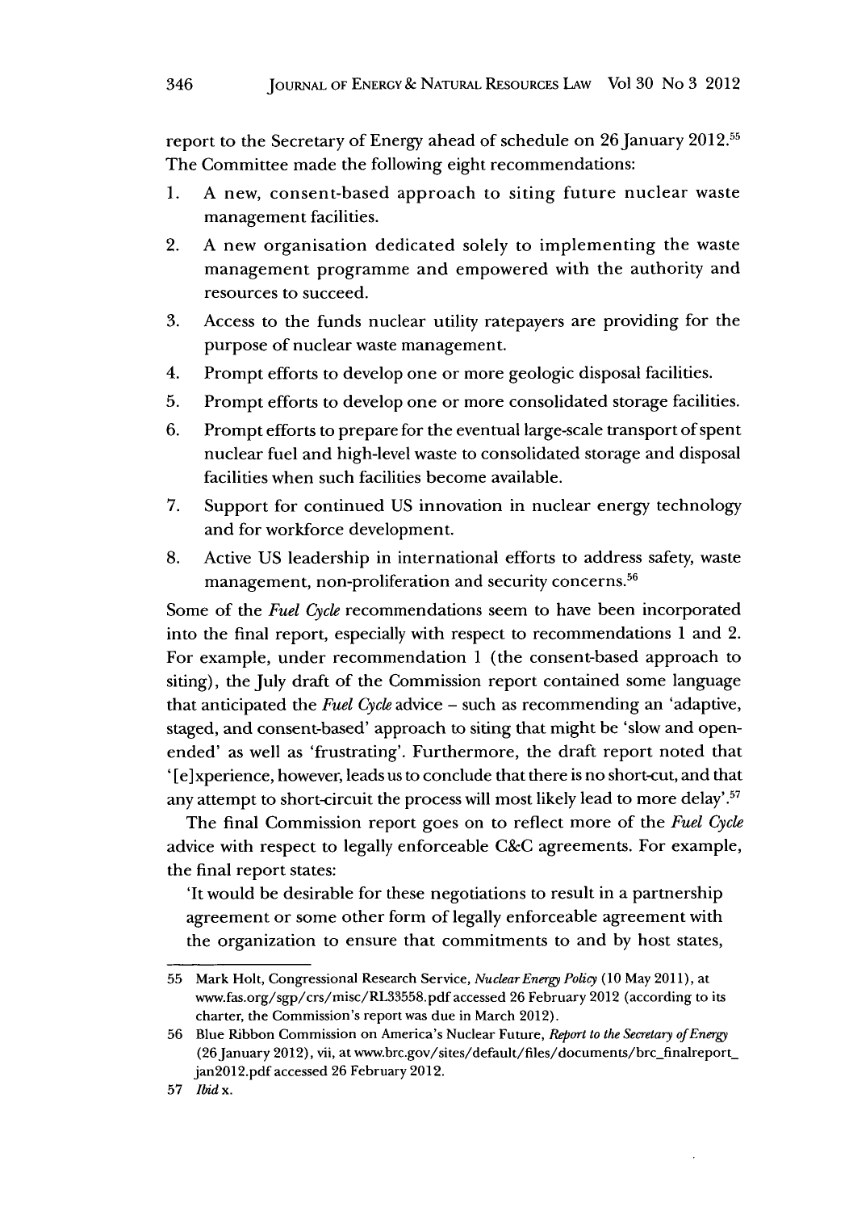report to the Secretary of Energy ahead of schedule on 26 January 2012.[55] The Committee made the following eight recommendations:

1. A new, consent-based approach to siting future nuclear waste management facilities.
2. A new organisation dedicated solely to implementing the waste management programme and empowered with the authority and resources to succeed.
3. Access to the funds nuclear utility ratepayers are providing for the purpose of nuclear waste management.
4. Prompt efforts to develop one or more geologic disposal facilities.
5. Prompt efforts to develop one or more consolidated storage facilities.
6. Prompt efforts to prepare for the eventual large-scale transport of spent nuclear fuel and high-level waste to consolidated storage and disposal facilities when such facilities become available.
7. Support for continued US innovation in nuclear energy technology and for workforce development.
8. Active US leadership in international efforts to address safety, waste management, non-proliferation and security concerns.[56]

Some of the *Fuel Cycle* recommendations seem to have been incorporated into the final report, especially with respect to recommendations 1 and 2. For example, under recommendation 1 (the consent-based approach to siting), the July draft of the Commission report contained some language that anticipated the *Fuel Cycle* advice – such as recommending an 'adaptive, staged, and consent-based' approach to siting that might be 'slow and open-ended' as well as 'frustrating'. Furthermore, the draft report noted that '[e]xperience, however, leads us to conclude that there is no short-cut, and that any attempt to short-circuit the process will most likely lead to more delay'.[57]

The final Commission report goes on to reflect more of the *Fuel Cycle* advice with respect to legally enforceable C&C agreements. For example, the final report states:

'It would be desirable for these negotiations to result in a partnership agreement or some other form of legally enforceable agreement with the organization to ensure that commitments to and by host states,

---

55 Mark Holt, Congressional Research Service, *Nuclear Energy Policy* (10 May 2011), at www.fas.org/sgp/crs/misc/RL33558.pdf accessed 26 February 2012 (according to its charter, the Commission's report was due in March 2012).

56 Blue Ribbon Commission on America's Nuclear Future, *Report to the Secretary of Energy* (26 January 2012), vii, at www.brc.gov/sites/default/files/documents/brc_finalreport_jan2012.pdf accessed 26 February 2012.

57 *Ibid* x.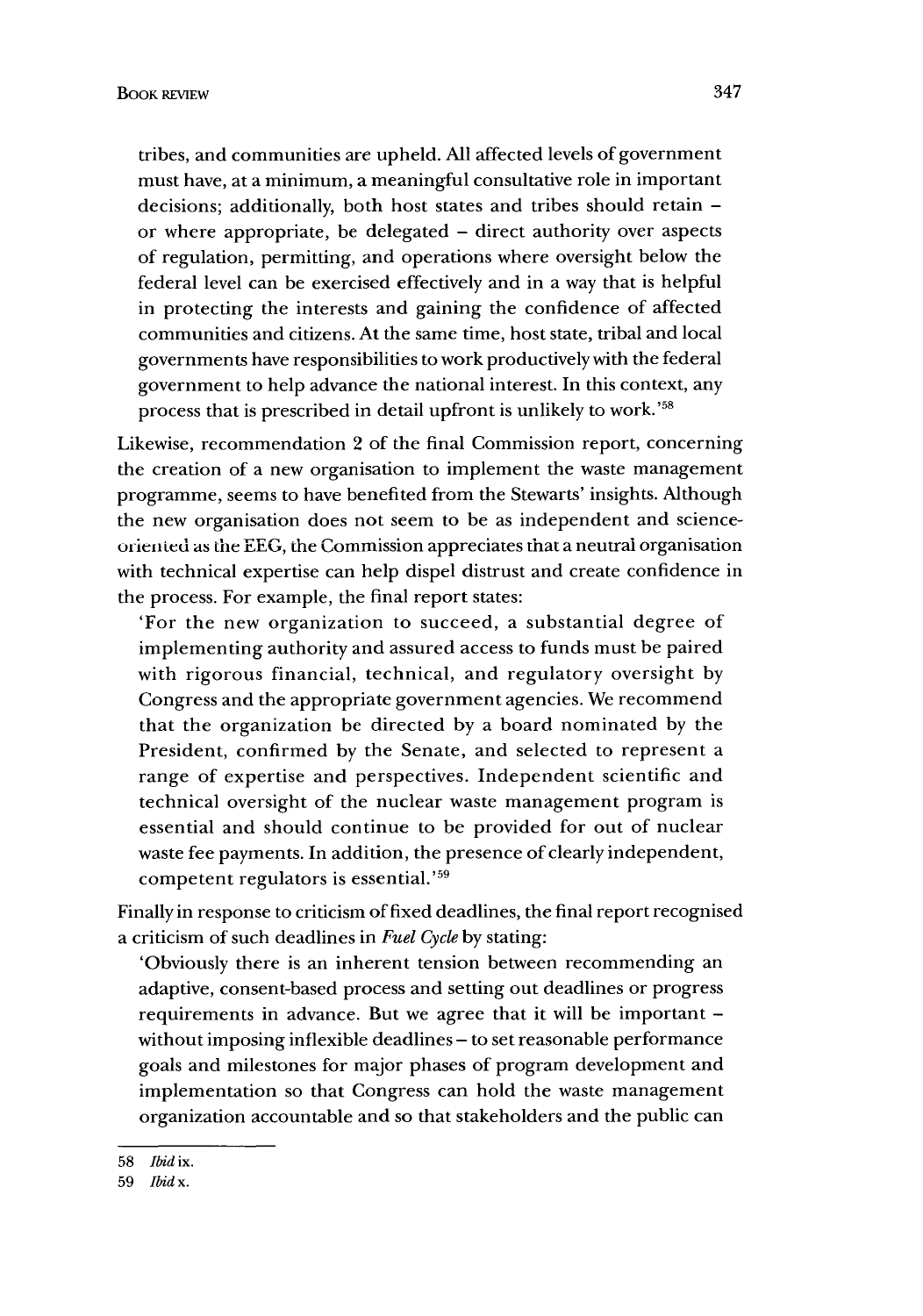tribes, and communities are upheld. All affected levels of government must have, at a minimum, a meaningful consultative role in important decisions; additionally, both host states and tribes should retain – or where appropriate, be delegated – direct authority over aspects of regulation, permitting, and operations where oversight below the federal level can be exercised effectively and in a way that is helpful in protecting the interests and gaining the confidence of affected communities and citizens. At the same time, host state, tribal and local governments have responsibilities to work productively with the federal government to help advance the national interest. In this context, any process that is prescribed in detail upfront is unlikely to work.'[58]

Likewise, recommendation 2 of the final Commission report, concerning the creation of a new organisation to implement the waste management programme, seems to have benefited from the Stewarts' insights. Although the new organisation does not seem to be as independent and science-oriented as the EEG, the Commission appreciates that a neutral organisation with technical expertise can help dispel distrust and create confidence in the process. For example, the final report states:

> 'For the new organization to succeed, a substantial degree of implementing authority and assured access to funds must be paired with rigorous financial, technical, and regulatory oversight by Congress and the appropriate government agencies. We recommend that the organization be directed by a board nominated by the President, confirmed by the Senate, and selected to represent a range of expertise and perspectives. Independent scientific and technical oversight of the nuclear waste management program is essential and should continue to be provided for out of nuclear waste fee payments. In addition, the presence of clearly independent, competent regulators is essential.'[59]

Finally in response to criticism of fixed deadlines, the final report recognised a criticism of such deadlines in *Fuel Cycle* by stating:

> 'Obviously there is an inherent tension between recommending an adaptive, consent-based process and setting out deadlines or progress requirements in advance. But we agree that it will be important – without imposing inflexible deadlines – to set reasonable performance goals and milestones for major phases of program development and implementation so that Congress can hold the waste management organization accountable and so that stakeholders and the public can

---

58 *Ibid* ix.

59 *Ibid* x.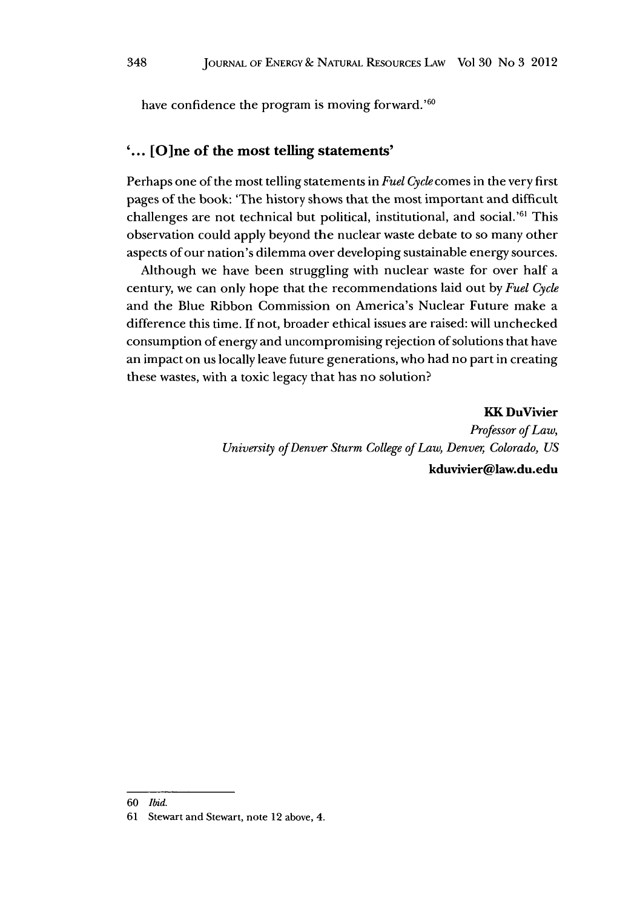have confidence the program is moving forward.'[60]

## '... [O]ne of the most telling statements'

Perhaps one of the most telling statements in *Fuel Cycle* comes in the very first pages of the book: 'The history shows that the most important and difficult challenges are not technical but political, institutional, and social.'[61] This observation could apply beyond the nuclear waste debate to so many other aspects of our nation's dilemma over developing sustainable energy sources.

Although we have been struggling with nuclear waste for over half a century, we can only hope that the recommendations laid out by *Fuel Cycle* and the Blue Ribbon Commission on America's Nuclear Future make a difference this time. If not, broader ethical issues are raised: will unchecked consumption of energy and uncompromising rejection of solutions that have an impact on us locally leave future generations, who had no part in creating these wastes, with a toxic legacy that has no solution?

**KK DuVivier**
*Professor of Law,*
*University of Denver Sturm College of Law, Denver, Colorado, US*
**kduvivier@law.du.edu**

---

60 *Ibid.*

61 Stewart and Stewart, note 12 above, 4.